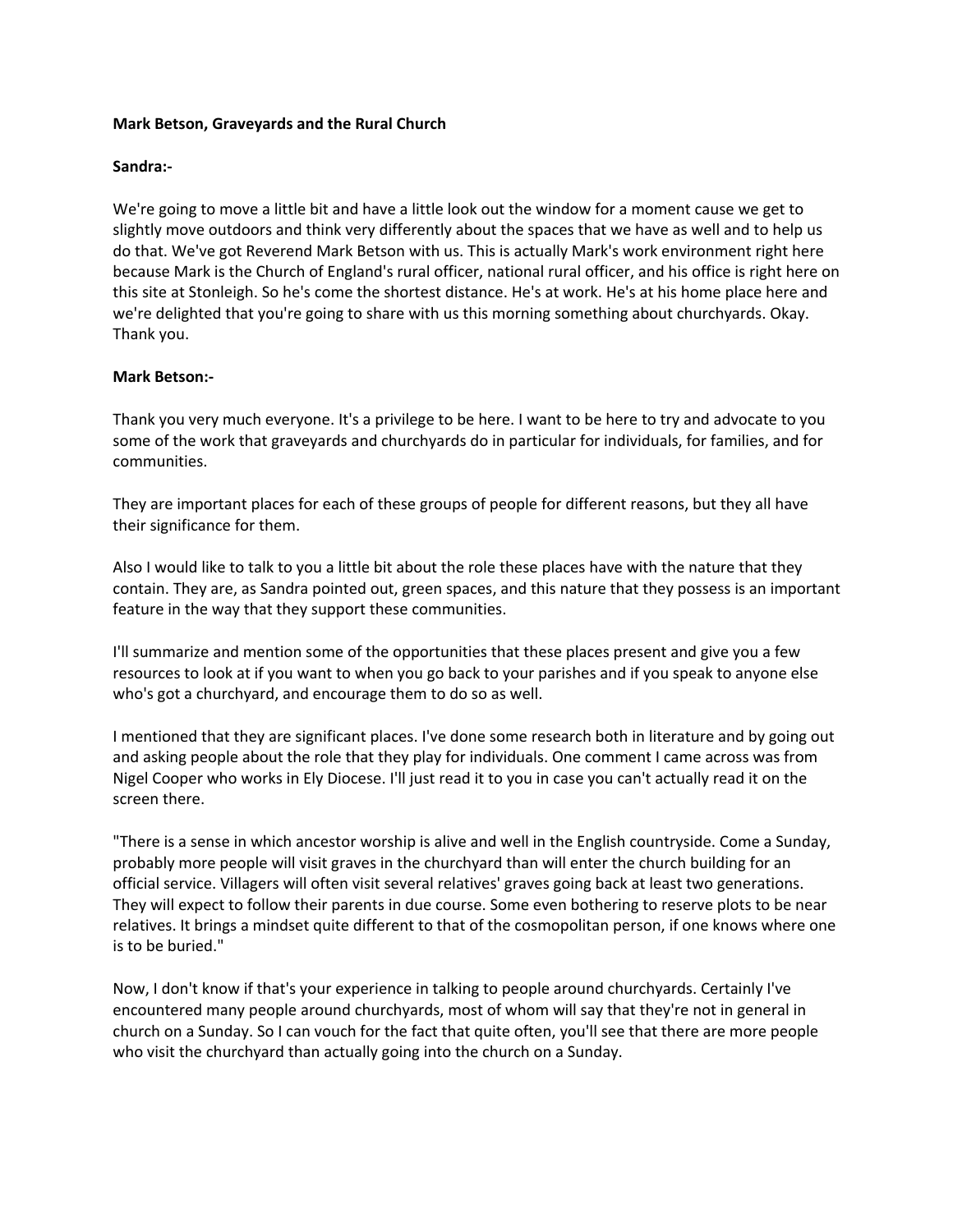**Mark Betson, Graveyards and the Rural Church**

**Sandra:-**

We're going to move a little bit and have a little look out the window for a moment cause we get to slightly move outdoors and think very differently about the spaces that we have as well and to help us do that. We've got Reverend Mark Betson with us. This is actually Mark's work environment right here because Mark is the Church of England's rural officer, national rural officer, and his office is right here on this site at Stonleigh. So he's come the shortest distance. He's at work. He's at his home place here and we're delighted that you're going to share with us this morning something about churchyards. Okay. Thank you.

**Mark Betson:-**

Thank you very much everyone. It's a privilege to be here. I want to be here to try and advocate to you some of the work that graveyards and churchyards do in particular for individuals, for families, and for communities.

They are important places for each of these groups of people for different reasons, but they all have their significance for them.

Also I would like to talk to you a little bit about the role these places have with the nature that they contain. They are, as Sandra pointed out, green spaces, and this nature that they possess is an important feature in the way that they support these communities.

I'll summarize and mention some of the opportunities that these places present and give you a few resources to look at if you want to when you go back to your parishes and if you speak to anyone else who's got a churchyard, and encourage them to do so as well.

I mentioned that they are significant places. I've done some research both in literature and by going out and asking people about the role that they play for individuals. One comment I came across was from Nigel Cooper who works in Ely Diocese. I'll just read it to you in case you can't actually read it on the screen there.

"There is a sense in which ancestor worship is alive and well in the English countryside. Come a Sunday, probably more people will visit graves in the churchyard than will enter the church building for an official service. Villagers will often visit several relatives' graves going back at least two generations. They will expect to follow their parents in due course. Some even bothering to reserve plots to be near relatives. It brings a mindset quite different to that of the cosmopolitan person, if one knows where one is to be buried."

Now, I don't know if that's your experience in talking to people around churchyards. Certainly I've encountered many people around churchyards, most of whom will say that they're not in general in church on a Sunday. So I can vouch for the fact that quite often, you'll see that there are more people who visit the churchyard than actually going into the church on a Sunday.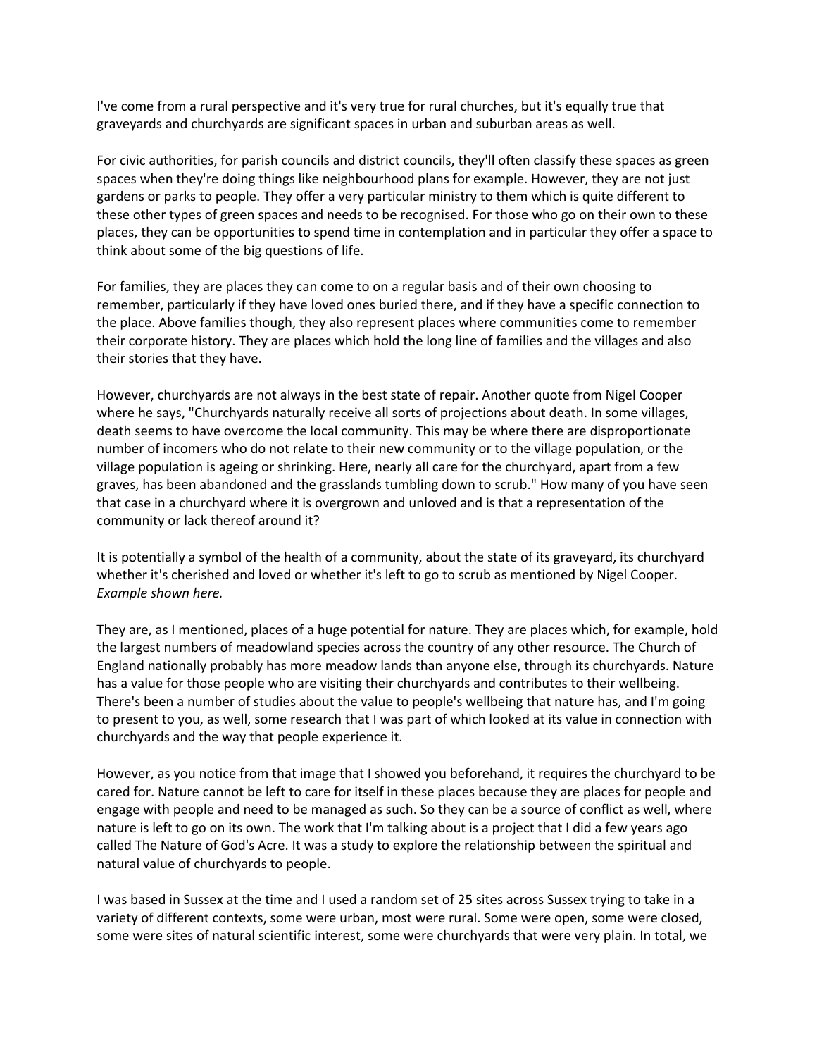I've come from a rural perspective and it's very true for rural churches, but it's equally true that graveyards and churchyards are significant spaces in urban and suburban areas as well.

For civic authorities, for parish councils and district councils, they'll often classify these spaces as green spaces when they're doing things like neighbourhood plans for example. However, they are not just gardens or parks to people. They offer a very particular ministry to them which is quite different to these other types of green spaces and needs to be recognised. For those who go on their own to these places, they can be opportunities to spend time in contemplation and in particular they offer a space to think about some of the big questions of life.

For families, they are places they can come to on a regular basis and of their own choosing to remember, particularly if they have loved ones buried there, and if they have a specific connection to the place. Above families though, they also represent places where communities come to remember their corporate history. They are places which hold the long line of families and the villages and also their stories that they have.

However, churchyards are not always in the best state of repair. Another quote from Nigel Cooper where he says, "Churchyards naturally receive all sorts of projections about death. In some villages, death seems to have overcome the local community. This may be where there are disproportionate number of incomers who do not relate to their new community or to the village population, or the village population is ageing or shrinking. Here, nearly all care for the churchyard, apart from a few graves, has been abandoned and the grasslands tumbling down to scrub." How many of you have seen that case in a churchyard where it is overgrown and unloved and is that a representation of the community or lack thereof around it?

It is potentially a symbol of the health of a community, about the state of its graveyard, its churchyard whether it's cherished and loved or whether it's left to go to scrub as mentioned by Nigel Cooper. *Example shown here.*

They are, as I mentioned, places of a huge potential for nature. They are places which, for example, hold the largest numbers of meadowland species across the country of any other resource. The Church of England nationally probably has more meadow lands than anyone else, through its churchyards. Nature has a value for those people who are visiting their churchyards and contributes to their wellbeing. There's been a number of studies about the value to people's wellbeing that nature has, and I'm going to present to you, as well, some research that I was part of which looked at its value in connection with churchyards and the way that people experience it.

However, as you notice from that image that I showed you beforehand, it requires the churchyard to be cared for. Nature cannot be left to care for itself in these places because they are places for people and engage with people and need to be managed as such. So they can be a source of conflict as well, where nature is left to go on its own. The work that I'm talking about is a project that I did a few years ago called The Nature of God's Acre. It was a study to explore the relationship between the spiritual and natural value of churchyards to people.

I was based in Sussex at the time and I used a random set of 25 sites across Sussex trying to take in a variety of different contexts, some were urban, most were rural. Some were open, some were closed, some were sites of natural scientific interest, some were churchyards that were very plain. In total, we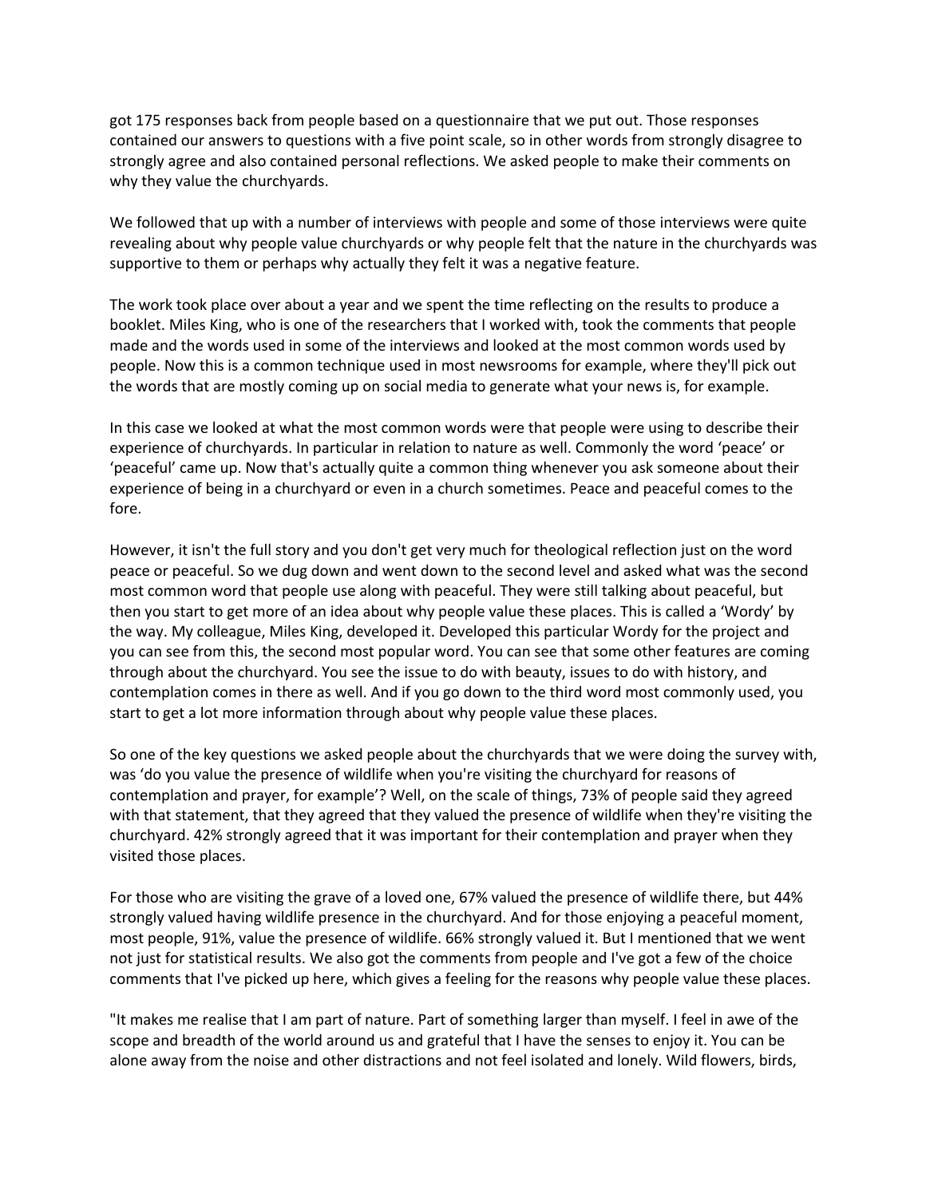got 175 responses back from people based on a questionnaire that we put out. Those responses contained our answers to questions with a five point scale, so in other words from strongly disagree to strongly agree and also contained personal reflections. We asked people to make their comments on why they value the churchyards.

We followed that up with a number of interviews with people and some of those interviews were quite revealing about why people value churchyards or why people felt that the nature in the churchyards was supportive to them or perhaps why actually they felt it was a negative feature.

The work took place over about a year and we spent the time reflecting on the results to produce a booklet. Miles King, who is one of the researchers that I worked with, took the comments that people made and the words used in some of the interviews and looked at the most common words used by people. Now this is a common technique used in most newsrooms for example, where they'll pick out the words that are mostly coming up on social media to generate what your news is, for example.

In this case we looked at what the most common words were that people were using to describe their experience of churchyards. In particular in relation to nature as well. Commonly the word 'peace' or 'peaceful' came up. Now that's actually quite a common thing whenever you ask someone about their experience of being in a churchyard or even in a church sometimes. Peace and peaceful comes to the fore.

However, it isn't the full story and you don't get very much for theological reflection just on the word peace or peaceful. So we dug down and went down to the second level and asked what was the second most common word that people use along with peaceful. They were still talking about peaceful, but then you start to get more of an idea about why people value these places. This is called a 'Wordy' by the way. My colleague, Miles King, developed it. Developed this particular Wordy for the project and you can see from this, the second most popular word. You can see that some other features are coming through about the churchyard. You see the issue to do with beauty, issues to do with history, and contemplation comes in there as well. And if you go down to the third word most commonly used, you start to get a lot more information through about why people value these places.

So one of the key questions we asked people about the churchyards that we were doing the survey with, was 'do you value the presence of wildlife when you're visiting the churchyard for reasons of contemplation and prayer, for example'? Well, on the scale of things, 73% of people said they agreed with that statement, that they agreed that they valued the presence of wildlife when they're visiting the churchyard. 42% strongly agreed that it was important for their contemplation and prayer when they visited those places.

For those who are visiting the grave of a loved one, 67% valued the presence of wildlife there, but 44% strongly valued having wildlife presence in the churchyard. And for those enjoying a peaceful moment, most people, 91%, value the presence of wildlife. 66% strongly valued it. But I mentioned that we went not just for statistical results. We also got the comments from people and I've got a few of the choice comments that I've picked up here, which gives a feeling for the reasons why people value these places.

"It makes me realise that I am part of nature. Part of something larger than myself. I feel in awe of the scope and breadth of the world around us and grateful that I have the senses to enjoy it. You can be alone away from the noise and other distractions and not feel isolated and lonely. Wild flowers, birds,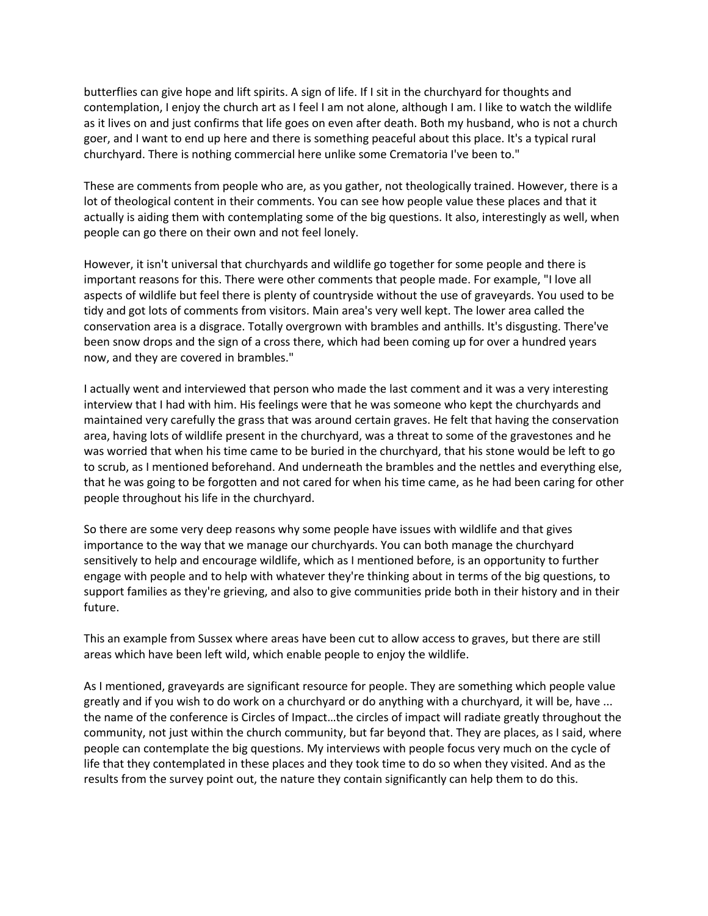butterflies can give hope and lift spirits. A sign of life. If I sit in the churchyard for thoughts and contemplation, I enjoy the church art as I feel I am not alone, although I am. I like to watch the wildlife as it lives on and just confirms that life goes on even after death. Both my husband, who is not a church goer, and I want to end up here and there is something peaceful about this place. It's a typical rural churchyard. There is nothing commercial here unlike some Crematoria I've been to."

These are comments from people who are, as you gather, not theologically trained. However, there is a lot of theological content in their comments. You can see how people value these places and that it actually is aiding them with contemplating some of the big questions. It also, interestingly as well, when people can go there on their own and not feel lonely.

However, it isn't universal that churchyards and wildlife go together for some people and there is important reasons for this. There were other comments that people made. For example, "I love all aspects of wildlife but feel there is plenty of countryside without the use of graveyards. You used to be tidy and got lots of comments from visitors. Main area's very well kept. The lower area called the conservation area is a disgrace. Totally overgrown with brambles and anthills. It's disgusting. There've been snow drops and the sign of a cross there, which had been coming up for over a hundred years now, and they are covered in brambles."

I actually went and interviewed that person who made the last comment and it was a very interesting interview that I had with him. His feelings were that he was someone who kept the churchyards and maintained very carefully the grass that was around certain graves. He felt that having the conservation area, having lots of wildlife present in the churchyard, was a threat to some of the gravestones and he was worried that when his time came to be buried in the churchyard, that his stone would be left to go to scrub, as I mentioned beforehand. And underneath the brambles and the nettles and everything else, that he was going to be forgotten and not cared for when his time came, as he had been caring for other people throughout his life in the churchyard.

So there are some very deep reasons why some people have issues with wildlife and that gives importance to the way that we manage our churchyards. You can both manage the churchyard sensitively to help and encourage wildlife, which as I mentioned before, is an opportunity to further engage with people and to help with whatever they're thinking about in terms of the big questions, to support families as they're grieving, and also to give communities pride both in their history and in their future.

This an example from Sussex where areas have been cut to allow access to graves, but there are still areas which have been left wild, which enable people to enjoy the wildlife.

As I mentioned, graveyards are significant resource for people. They are something which people value greatly and if you wish to do work on a churchyard or do anything with a churchyard, it will be, have ... the name of the conference is Circles of Impact…the circles of impact will radiate greatly throughout the community, not just within the church community, but far beyond that. They are places, as I said, where people can contemplate the big questions. My interviews with people focus very much on the cycle of life that they contemplated in these places and they took time to do so when they visited. And as the results from the survey point out, the nature they contain significantly can help them to do this.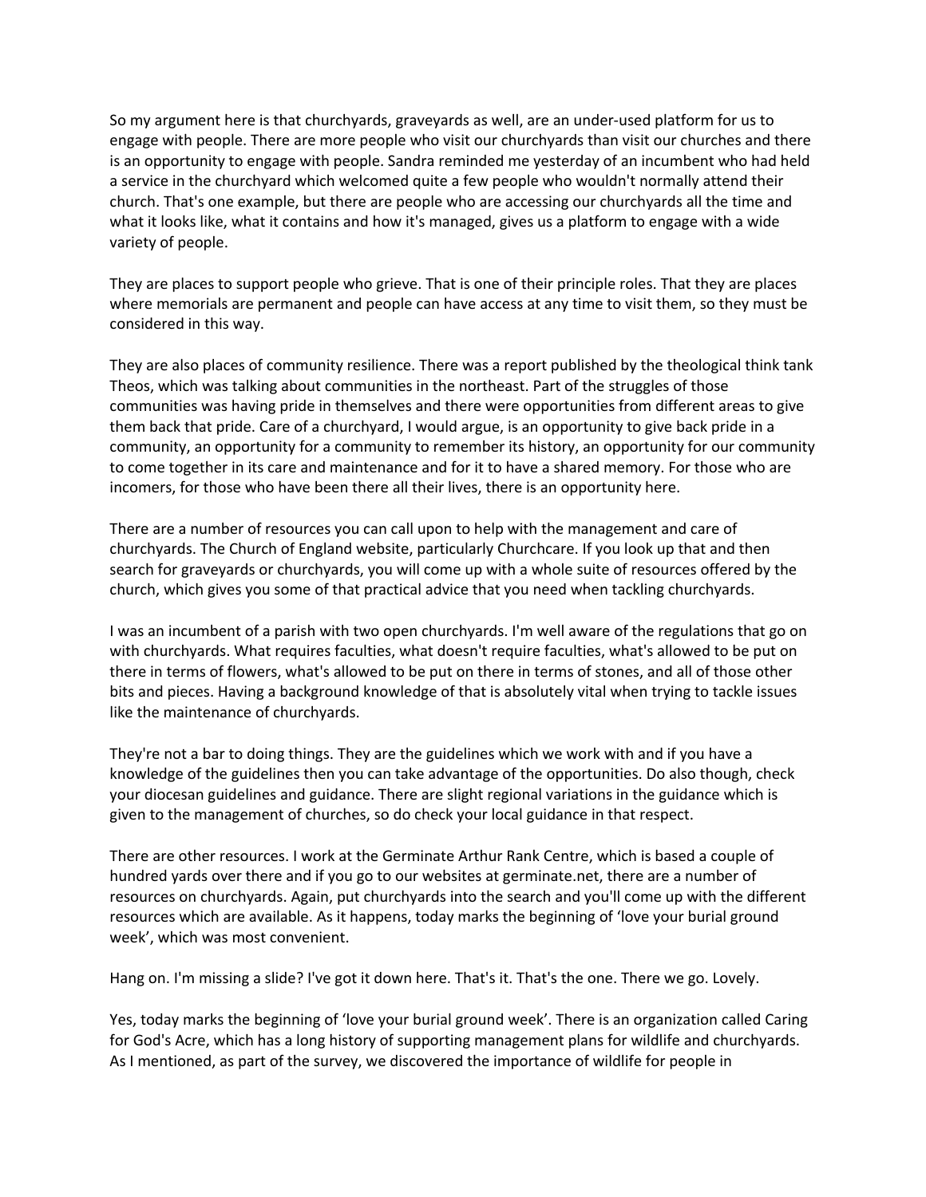So my argument here is that churchyards, graveyards as well, are an under-used platform for us to engage with people. There are more people who visit our churchyards than visit our churches and there is an opportunity to engage with people. Sandra reminded me yesterday of an incumbent who had held a service in the churchyard which welcomed quite a few people who wouldn't normally attend their church. That's one example, but there are people who are accessing our churchyards all the time and what it looks like, what it contains and how it's managed, gives us a platform to engage with a wide variety of people.

They are places to support people who grieve. That is one of their principle roles. That they are places where memorials are permanent and people can have access at any time to visit them, so they must be considered in this way.

They are also places of community resilience. There was a report published by the theological think tank Theos, which was talking about communities in the northeast. Part of the struggles of those communities was having pride in themselves and there were opportunities from different areas to give them back that pride. Care of a churchyard, I would argue, is an opportunity to give back pride in a community, an opportunity for a community to remember its history, an opportunity for our community to come together in its care and maintenance and for it to have a shared memory. For those who are incomers, for those who have been there all their lives, there is an opportunity here.

There are a number of resources you can call upon to help with the management and care of churchyards. The Church of England website, particularly Churchcare. If you look up that and then search for graveyards or churchyards, you will come up with a whole suite of resources offered by the church, which gives you some of that practical advice that you need when tackling churchyards.

I was an incumbent of a parish with two open churchyards. I'm well aware of the regulations that go on with churchyards. What requires faculties, what doesn't require faculties, what's allowed to be put on there in terms of flowers, what's allowed to be put on there in terms of stones, and all of those other bits and pieces. Having a background knowledge of that is absolutely vital when trying to tackle issues like the maintenance of churchyards.

They're not a bar to doing things. They are the guidelines which we work with and if you have a knowledge of the guidelines then you can take advantage of the opportunities. Do also though, check your diocesan guidelines and guidance. There are slight regional variations in the guidance which is given to the management of churches, so do check your local guidance in that respect.

There are other resources. I work at the Germinate Arthur Rank Centre, which is based a couple of hundred yards over there and if you go to our websites at germinate.net, there are a number of resources on churchyards. Again, put churchyards into the search and you'll come up with the different resources which are available. As it happens, today marks the beginning of 'love your burial ground week', which was most convenient.

Hang on. I'm missing a slide? I've got it down here. That's it. That's the one. There we go. Lovely.

Yes, today marks the beginning of 'love your burial ground week'. There is an organization called Caring for God's Acre, which has a long history of supporting management plans for wildlife and churchyards. As I mentioned, as part of the survey, we discovered the importance of wildlife for people in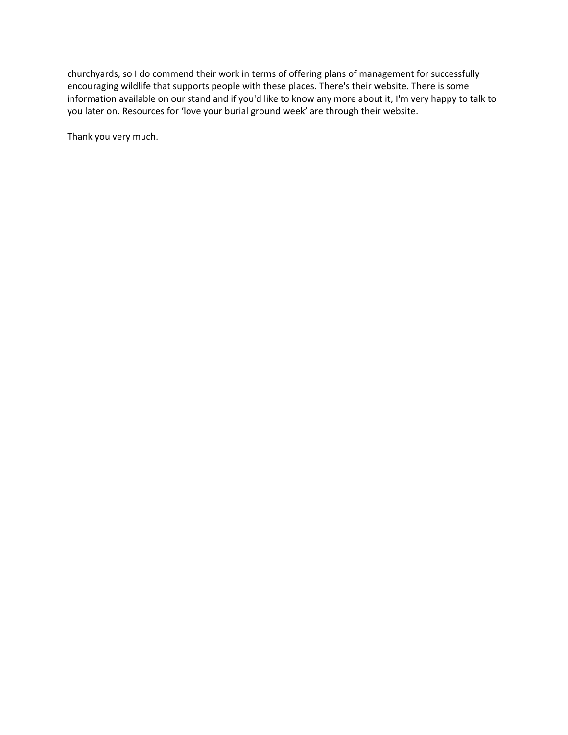churchyards, so I do commend their work in terms of offering plans of management for successfully encouraging wildlife that supports people with these places. There's their website. There is some information available on our stand and if you'd like to know any more about it, I'm very happy to talk to you later on. Resources for 'love your burial ground week' are through their website.

Thank you very much.